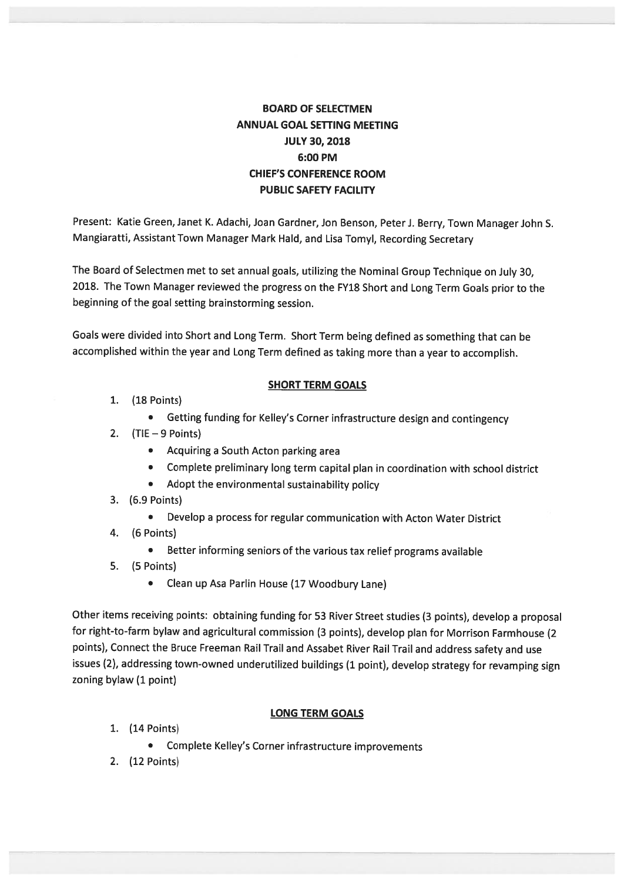**BOARD OF SELECTMEN**
**ANNUAL GOAL SETTING MEETING**
**JULY 30, 2018**
**6:00 PM**
**CHIEF'S CONFERENCE ROOM**
**PUBLIC SAFETY FACILITY**

Present: Katie Green, Janet K. Adachi, Joan Gardner, Jon Benson, Peter J. Berry, Town Manager John S. Mangiaratti, Assistant Town Manager Mark Hald, and Lisa Tomyl, Recording Secretary

The Board of Selectmen met to set annual goals, utilizing the Nominal Group Technique on July 30, 2018. The Town Manager reviewed the progress on the FY18 Short and Long Term Goals prior to the beginning of the goal setting brainstorming session.

Goals were divided into Short and Long Term. Short Term being defined as something that can be accomplished within the year and Long Term defined as taking more than a year to accomplish.

## SHORT TERM GOALS

1. (18 Points)
   - Getting funding for Kelley's Corner infrastructure design and contingency
2. (TIE – 9 Points)
   - Acquiring a South Acton parking area
   - Complete preliminary long term capital plan in coordination with school district
   - Adopt the environmental sustainability policy
3. (6.9 Points)
   - Develop a process for regular communication with Acton Water District
4. (6 Points)
   - Better informing seniors of the various tax relief programs available
5. (5 Points)
   - Clean up Asa Parlin House (17 Woodbury Lane)

Other items receiving points: obtaining funding for 53 River Street studies (3 points), develop a proposal for right-to-farm bylaw and agricultural commission (3 points), develop plan for Morrison Farmhouse (2 points), Connect the Bruce Freeman Rail Trail and Assabet River Rail Trail and address safety and use issues (2), addressing town-owned underutilized buildings (1 point), develop strategy for revamping sign zoning bylaw (1 point)

## LONG TERM GOALS

1. (14 Points)
   - Complete Kelley's Corner infrastructure improvements
2. (12 Points)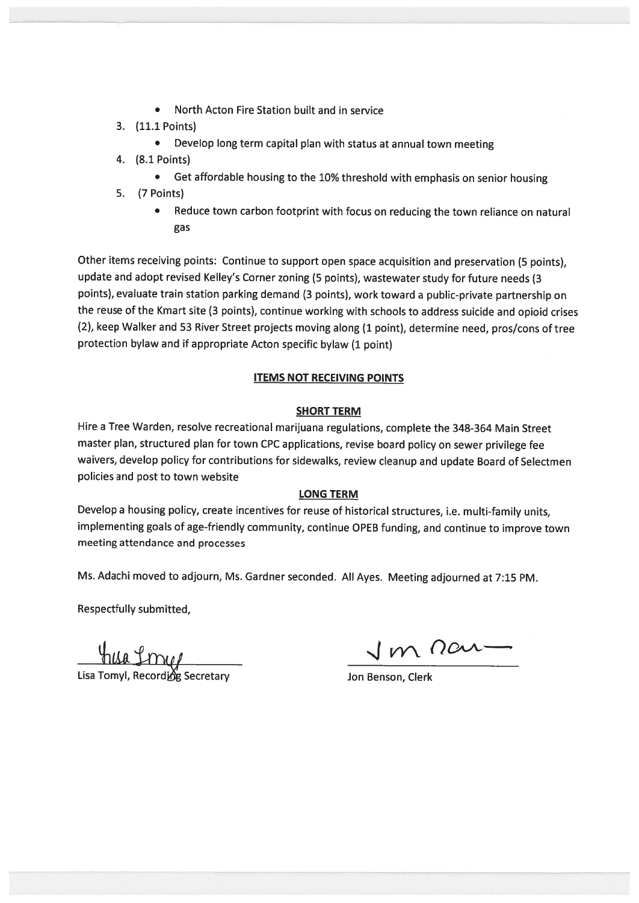- North Acton Fire Station built and in service

3. (11.1 Points)
    - Develop long term capital plan with status at annual town meeting
4. (8.1 Points)
    - Get affordable housing to the 10% threshold with emphasis on senior housing
5. (7 Points)
    - Reduce town carbon footprint with focus on reducing the town reliance on natural gas

Other items receiving points: Continue to support open space acquisition and preservation (5 points), update and adopt revised Kelley's Corner zoning (5 points), wastewater study for future needs (3 points), evaluate train station parking demand (3 points), work toward a public-private partnership on the reuse of the Kmart site (3 points), continue working with schools to address suicide and opioid crises (2), keep Walker and 53 River Street projects moving along (1 point), determine need, pros/cons of tree protection bylaw and if appropriate Acton specific bylaw (1 point)

**ITEMS NOT RECEIVING POINTS**

**SHORT TERM**

Hire a Tree Warden, resolve recreational marijuana regulations, complete the 348-364 Main Street master plan, structured plan for town CPC applications, revise board policy on sewer privilege fee waivers, develop policy for contributions for sidewalks, review cleanup and update Board of Selectmen policies and post to town website

**LONG TERM**

Develop a housing policy, create incentives for reuse of historical structures, i.e. multi-family units, implementing goals of age-friendly community, continue OPEB funding, and continue to improve town meeting attendance and processes

Ms. Adachi moved to adjourn, Ms. Gardner seconded. All Ayes. Meeting adjourned at 7:15 PM.

Respectfully submitted,

Lisa Tomyl, Recording Secretary

Jon Benson, Clerk